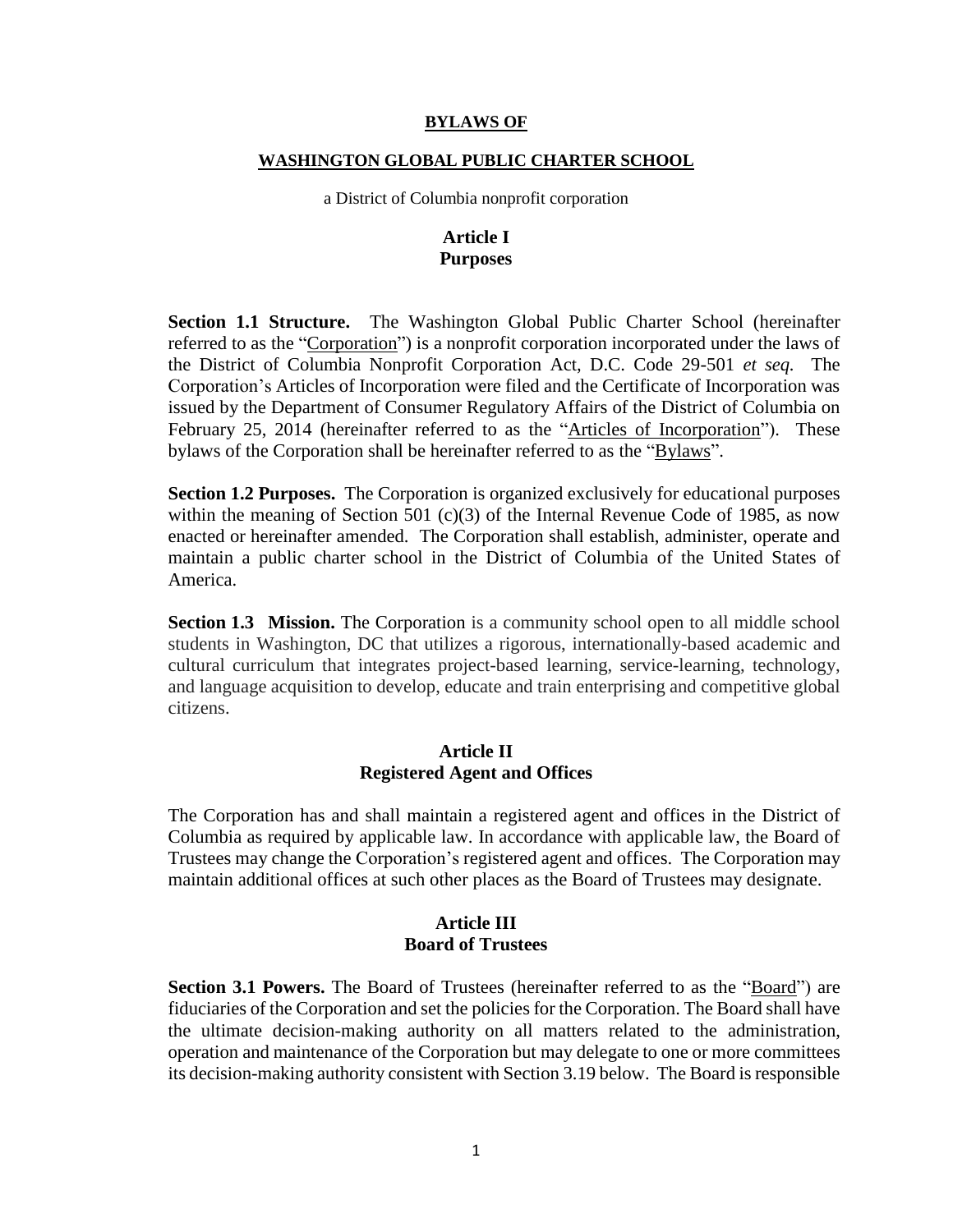**BYLAWS OF**

**WASHINGTON GLOBAL PUBLIC CHARTER SCHOOL**

a District of Columbia nonprofit corporation

# Article I
# Purposes

**Section 1.1 Structure.** The Washington Global Public Charter School (hereinafter referred to as the "Corporation") is a nonprofit corporation incorporated under the laws of the District of Columbia Nonprofit Corporation Act, D.C. Code 29-501 *et seq.* The Corporation's Articles of Incorporation were filed and the Certificate of Incorporation was issued by the Department of Consumer Regulatory Affairs of the District of Columbia on February 25, 2014 (hereinafter referred to as the "Articles of Incorporation"). These bylaws of the Corporation shall be hereinafter referred to as the "Bylaws".

**Section 1.2 Purposes.** The Corporation is organized exclusively for educational purposes within the meaning of Section 501 (c)(3) of the Internal Revenue Code of 1985, as now enacted or hereinafter amended. The Corporation shall establish, administer, operate and maintain a public charter school in the District of Columbia of the United States of America.

**Section 1.3 Mission.** The Corporation is a community school open to all middle school students in Washington, DC that utilizes a rigorous, internationally-based academic and cultural curriculum that integrates project-based learning, service-learning, technology, and language acquisition to develop, educate and train enterprising and competitive global citizens.

# Article II
# Registered Agent and Offices

The Corporation has and shall maintain a registered agent and offices in the District of Columbia as required by applicable law. In accordance with applicable law, the Board of Trustees may change the Corporation's registered agent and offices. The Corporation may maintain additional offices at such other places as the Board of Trustees may designate.

# Article III
# Board of Trustees

**Section 3.1 Powers.** The Board of Trustees (hereinafter referred to as the "Board") are fiduciaries of the Corporation and set the policies for the Corporation. The Board shall have the ultimate decision-making authority on all matters related to the administration, operation and maintenance of the Corporation but may delegate to one or more committees its decision-making authority consistent with Section 3.19 below. The Board is responsible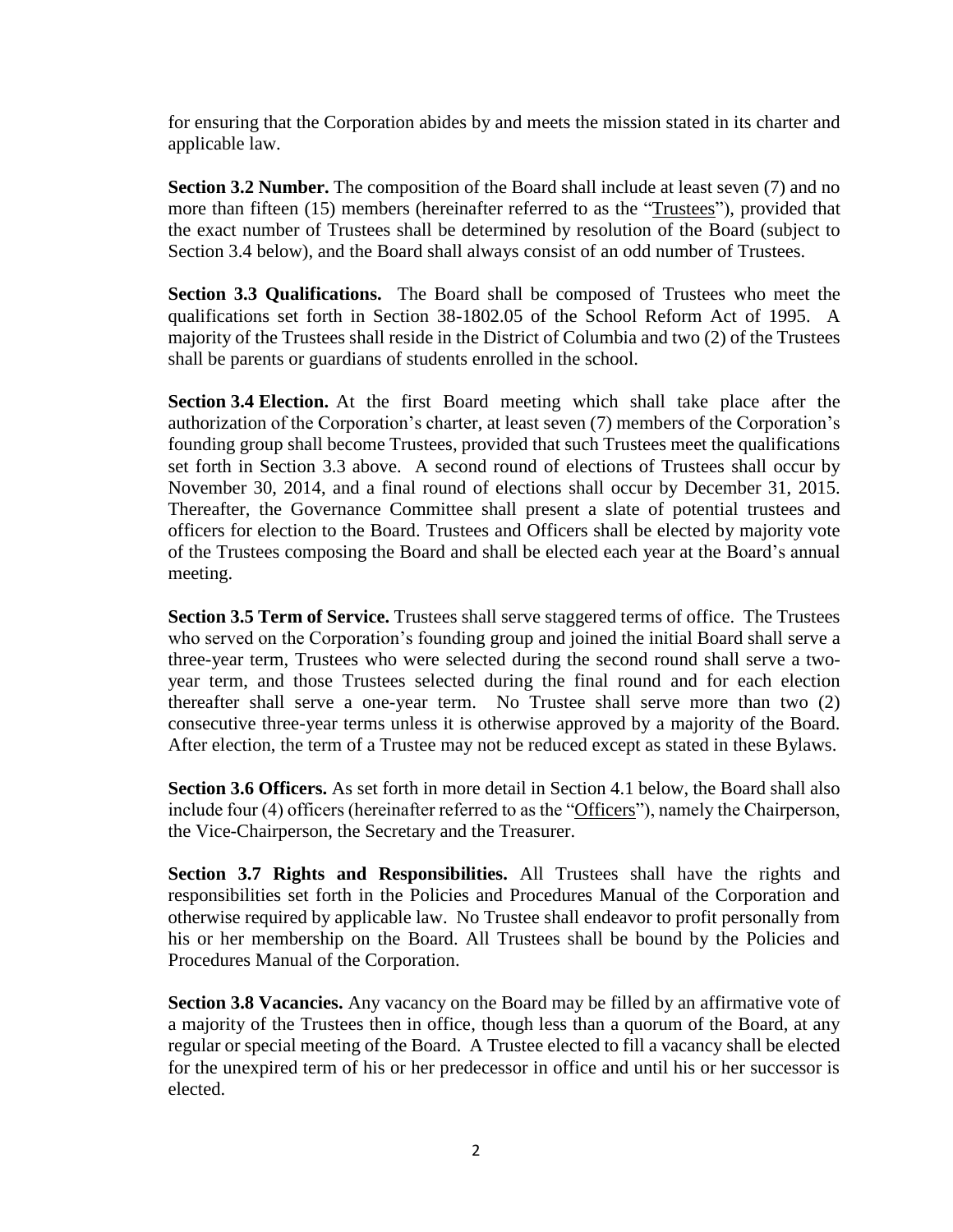for ensuring that the Corporation abides by and meets the mission stated in its charter and applicable law.

**Section 3.2 Number.** The composition of the Board shall include at least seven (7) and no more than fifteen (15) members (hereinafter referred to as the "Trustees"), provided that the exact number of Trustees shall be determined by resolution of the Board (subject to Section 3.4 below), and the Board shall always consist of an odd number of Trustees.

**Section 3.3 Qualifications.** The Board shall be composed of Trustees who meet the qualifications set forth in Section 38-1802.05 of the School Reform Act of 1995. A majority of the Trustees shall reside in the District of Columbia and two (2) of the Trustees shall be parents or guardians of students enrolled in the school.

**Section 3.4 Election.** At the first Board meeting which shall take place after the authorization of the Corporation's charter, at least seven (7) members of the Corporation's founding group shall become Trustees, provided that such Trustees meet the qualifications set forth in Section 3.3 above. A second round of elections of Trustees shall occur by November 30, 2014, and a final round of elections shall occur by December 31, 2015. Thereafter, the Governance Committee shall present a slate of potential trustees and officers for election to the Board. Trustees and Officers shall be elected by majority vote of the Trustees composing the Board and shall be elected each year at the Board's annual meeting.

**Section 3.5 Term of Service.** Trustees shall serve staggered terms of office. The Trustees who served on the Corporation's founding group and joined the initial Board shall serve a three-year term, Trustees who were selected during the second round shall serve a two-year term, and those Trustees selected during the final round and for each election thereafter shall serve a one-year term. No Trustee shall serve more than two (2) consecutive three-year terms unless it is otherwise approved by a majority of the Board. After election, the term of a Trustee may not be reduced except as stated in these Bylaws.

**Section 3.6 Officers.** As set forth in more detail in Section 4.1 below, the Board shall also include four (4) officers (hereinafter referred to as the "Officers"), namely the Chairperson, the Vice-Chairperson, the Secretary and the Treasurer.

**Section 3.7 Rights and Responsibilities.** All Trustees shall have the rights and responsibilities set forth in the Policies and Procedures Manual of the Corporation and otherwise required by applicable law. No Trustee shall endeavor to profit personally from his or her membership on the Board. All Trustees shall be bound by the Policies and Procedures Manual of the Corporation.

**Section 3.8 Vacancies.** Any vacancy on the Board may be filled by an affirmative vote of a majority of the Trustees then in office, though less than a quorum of the Board, at any regular or special meeting of the Board. A Trustee elected to fill a vacancy shall be elected for the unexpired term of his or her predecessor in office and until his or her successor is elected.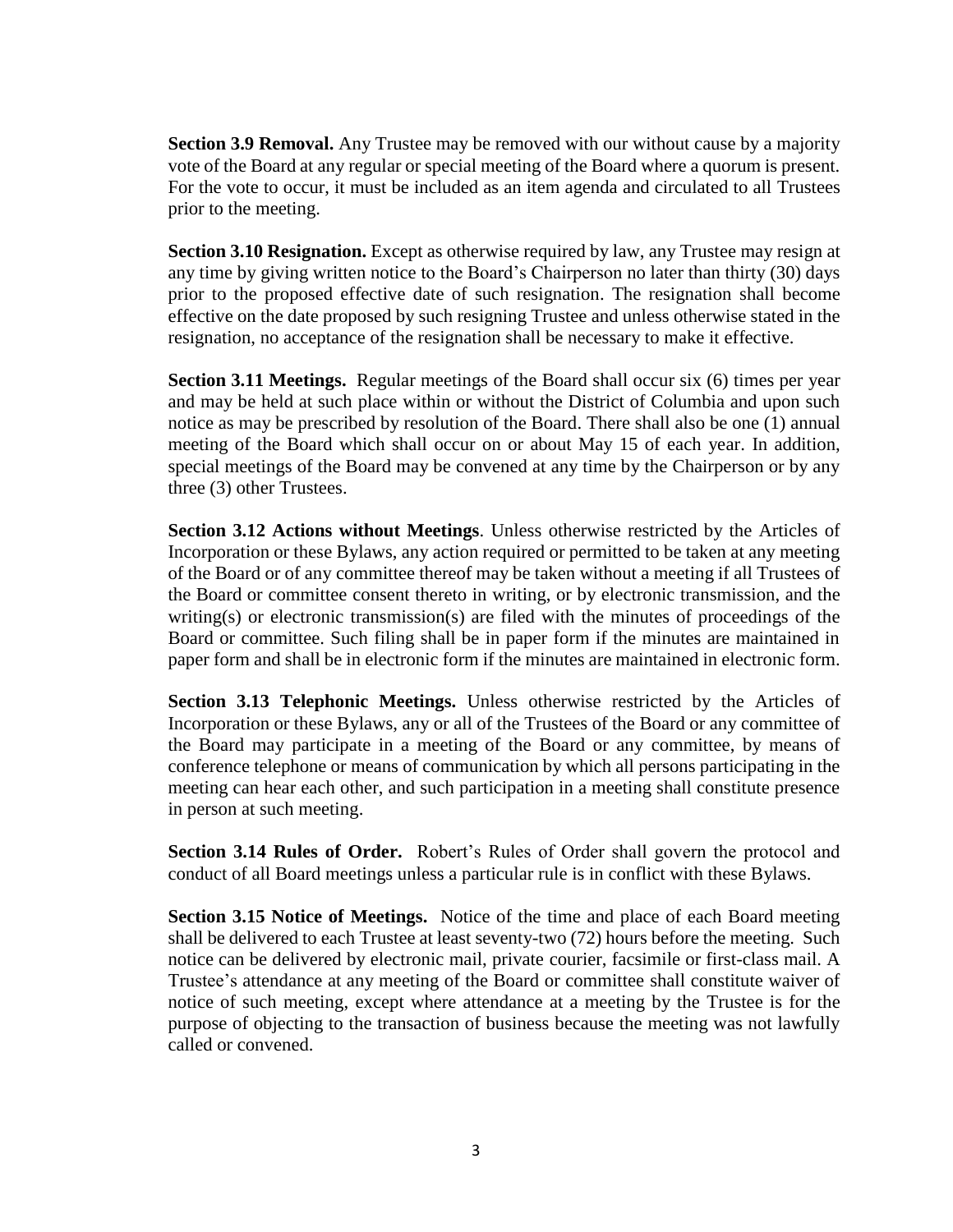**Section 3.9 Removal.** Any Trustee may be removed with our without cause by a majority vote of the Board at any regular or special meeting of the Board where a quorum is present. For the vote to occur, it must be included as an item agenda and circulated to all Trustees prior to the meeting.

**Section 3.10 Resignation.** Except as otherwise required by law, any Trustee may resign at any time by giving written notice to the Board's Chairperson no later than thirty (30) days prior to the proposed effective date of such resignation. The resignation shall become effective on the date proposed by such resigning Trustee and unless otherwise stated in the resignation, no acceptance of the resignation shall be necessary to make it effective.

**Section 3.11 Meetings.** Regular meetings of the Board shall occur six (6) times per year and may be held at such place within or without the District of Columbia and upon such notice as may be prescribed by resolution of the Board. There shall also be one (1) annual meeting of the Board which shall occur on or about May 15 of each year. In addition, special meetings of the Board may be convened at any time by the Chairperson or by any three (3) other Trustees.

**Section 3.12 Actions without Meetings**. Unless otherwise restricted by the Articles of Incorporation or these Bylaws, any action required or permitted to be taken at any meeting of the Board or of any committee thereof may be taken without a meeting if all Trustees of the Board or committee consent thereto in writing, or by electronic transmission, and the writing(s) or electronic transmission(s) are filed with the minutes of proceedings of the Board or committee. Such filing shall be in paper form if the minutes are maintained in paper form and shall be in electronic form if the minutes are maintained in electronic form.

**Section 3.13 Telephonic Meetings.** Unless otherwise restricted by the Articles of Incorporation or these Bylaws, any or all of the Trustees of the Board or any committee of the Board may participate in a meeting of the Board or any committee, by means of conference telephone or means of communication by which all persons participating in the meeting can hear each other, and such participation in a meeting shall constitute presence in person at such meeting.

**Section 3.14 Rules of Order.** Robert's Rules of Order shall govern the protocol and conduct of all Board meetings unless a particular rule is in conflict with these Bylaws.

**Section 3.15 Notice of Meetings.** Notice of the time and place of each Board meeting shall be delivered to each Trustee at least seventy-two (72) hours before the meeting. Such notice can be delivered by electronic mail, private courier, facsimile or first-class mail. A Trustee's attendance at any meeting of the Board or committee shall constitute waiver of notice of such meeting, except where attendance at a meeting by the Trustee is for the purpose of objecting to the transaction of business because the meeting was not lawfully called or convened.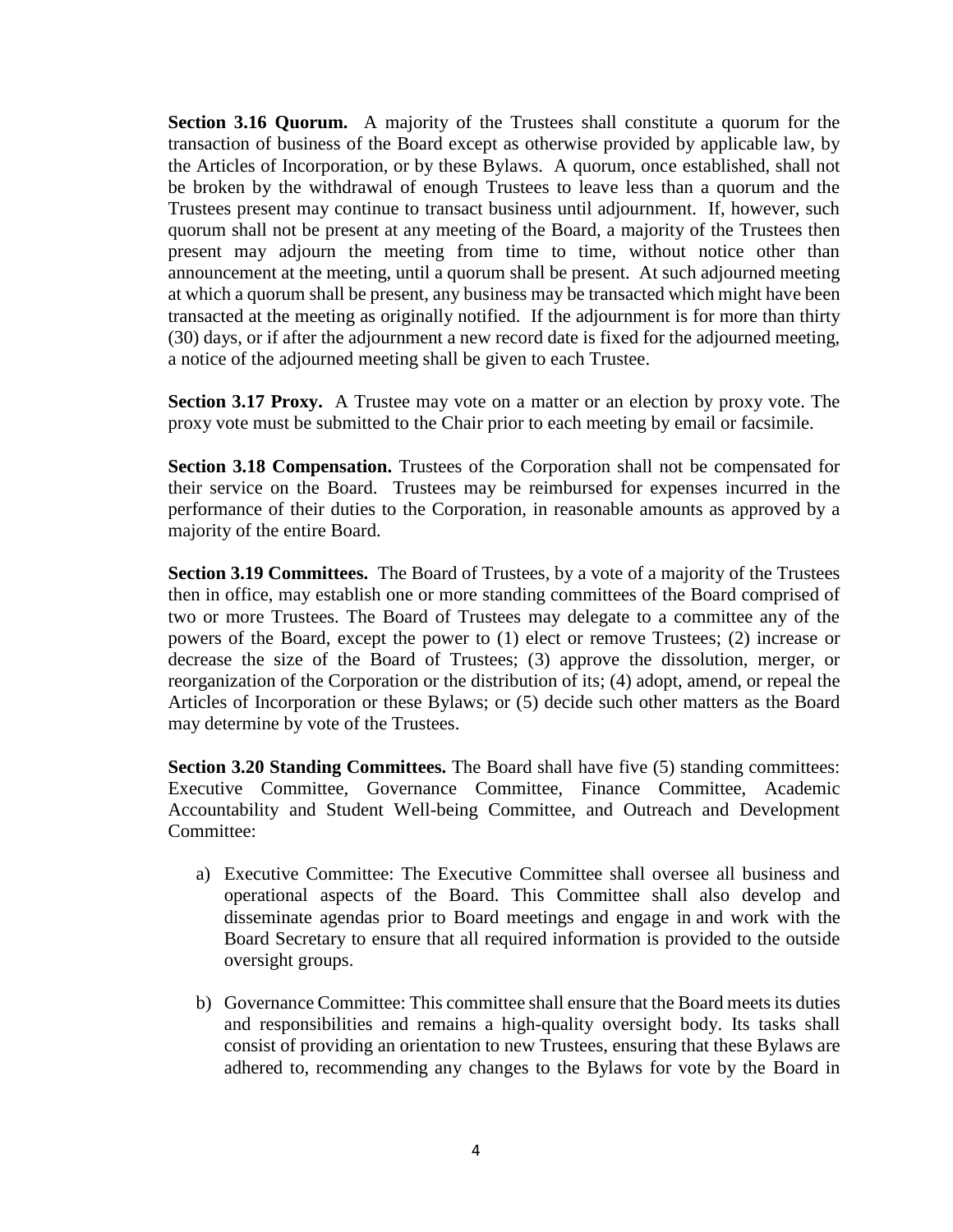**Section 3.16 Quorum.** A majority of the Trustees shall constitute a quorum for the transaction of business of the Board except as otherwise provided by applicable law, by the Articles of Incorporation, or by these Bylaws. A quorum, once established, shall not be broken by the withdrawal of enough Trustees to leave less than a quorum and the Trustees present may continue to transact business until adjournment. If, however, such quorum shall not be present at any meeting of the Board, a majority of the Trustees then present may adjourn the meeting from time to time, without notice other than announcement at the meeting, until a quorum shall be present. At such adjourned meeting at which a quorum shall be present, any business may be transacted which might have been transacted at the meeting as originally notified. If the adjournment is for more than thirty (30) days, or if after the adjournment a new record date is fixed for the adjourned meeting, a notice of the adjourned meeting shall be given to each Trustee.

**Section 3.17 Proxy.** A Trustee may vote on a matter or an election by proxy vote. The proxy vote must be submitted to the Chair prior to each meeting by email or facsimile.

**Section 3.18 Compensation.** Trustees of the Corporation shall not be compensated for their service on the Board. Trustees may be reimbursed for expenses incurred in the performance of their duties to the Corporation, in reasonable amounts as approved by a majority of the entire Board.

**Section 3.19 Committees.** The Board of Trustees, by a vote of a majority of the Trustees then in office, may establish one or more standing committees of the Board comprised of two or more Trustees. The Board of Trustees may delegate to a committee any of the powers of the Board, except the power to (1) elect or remove Trustees; (2) increase or decrease the size of the Board of Trustees; (3) approve the dissolution, merger, or reorganization of the Corporation or the distribution of its; (4) adopt, amend, or repeal the Articles of Incorporation or these Bylaws; or (5) decide such other matters as the Board may determine by vote of the Trustees.

**Section 3.20 Standing Committees.** The Board shall have five (5) standing committees: Executive Committee, Governance Committee, Finance Committee, Academic Accountability and Student Well-being Committee, and Outreach and Development Committee:

a) Executive Committee: The Executive Committee shall oversee all business and operational aspects of the Board. This Committee shall also develop and disseminate agendas prior to Board meetings and engage in and work with the Board Secretary to ensure that all required information is provided to the outside oversight groups.

b) Governance Committee: This committee shall ensure that the Board meets its duties and responsibilities and remains a high-quality oversight body. Its tasks shall consist of providing an orientation to new Trustees, ensuring that these Bylaws are adhered to, recommending any changes to the Bylaws for vote by the Board in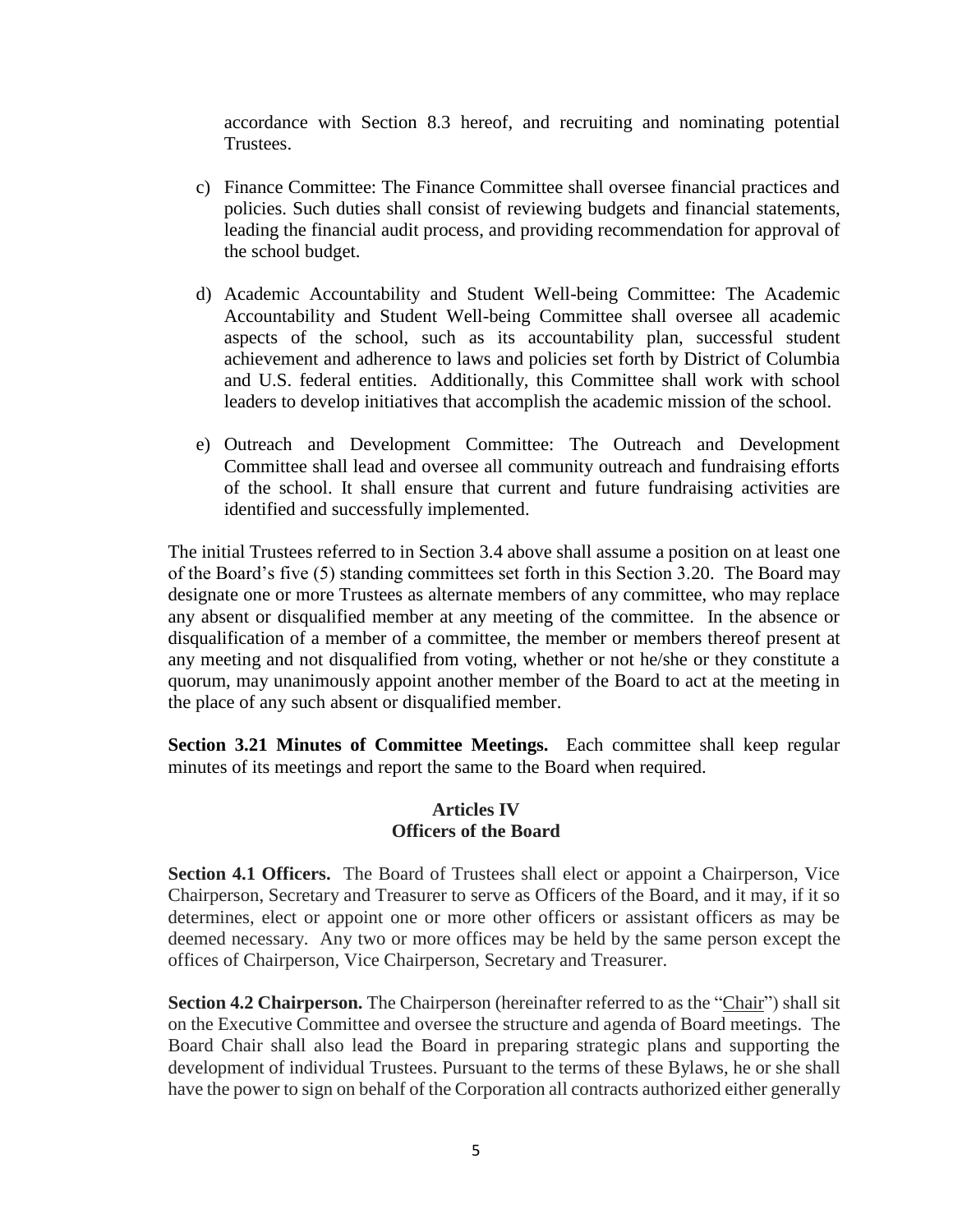accordance with Section 8.3 hereof, and recruiting and nominating potential Trustees.

c) Finance Committee: The Finance Committee shall oversee financial practices and policies. Such duties shall consist of reviewing budgets and financial statements, leading the financial audit process, and providing recommendation for approval of the school budget.

d) Academic Accountability and Student Well-being Committee: The Academic Accountability and Student Well-being Committee shall oversee all academic aspects of the school, such as its accountability plan, successful student achievement and adherence to laws and policies set forth by District of Columbia and U.S. federal entities. Additionally, this Committee shall work with school leaders to develop initiatives that accomplish the academic mission of the school.

e) Outreach and Development Committee: The Outreach and Development Committee shall lead and oversee all community outreach and fundraising efforts of the school. It shall ensure that current and future fundraising activities are identified and successfully implemented.

The initial Trustees referred to in Section 3.4 above shall assume a position on at least one of the Board's five (5) standing committees set forth in this Section 3.20. The Board may designate one or more Trustees as alternate members of any committee, who may replace any absent or disqualified member at any meeting of the committee. In the absence or disqualification of a member of a committee, the member or members thereof present at any meeting and not disqualified from voting, whether or not he/she or they constitute a quorum, may unanimously appoint another member of the Board to act at the meeting in the place of any such absent or disqualified member.

**Section 3.21 Minutes of Committee Meetings.** Each committee shall keep regular minutes of its meetings and report the same to the Board when required.

## Articles IV
## Officers of the Board

**Section 4.1 Officers.** The Board of Trustees shall elect or appoint a Chairperson, Vice Chairperson, Secretary and Treasurer to serve as Officers of the Board, and it may, if it so determines, elect or appoint one or more other officers or assistant officers as may be deemed necessary. Any two or more offices may be held by the same person except the offices of Chairperson, Vice Chairperson, Secretary and Treasurer.

**Section 4.2 Chairperson.** The Chairperson (hereinafter referred to as the "Chair") shall sit on the Executive Committee and oversee the structure and agenda of Board meetings. The Board Chair shall also lead the Board in preparing strategic plans and supporting the development of individual Trustees. Pursuant to the terms of these Bylaws, he or she shall have the power to sign on behalf of the Corporation all contracts authorized either generally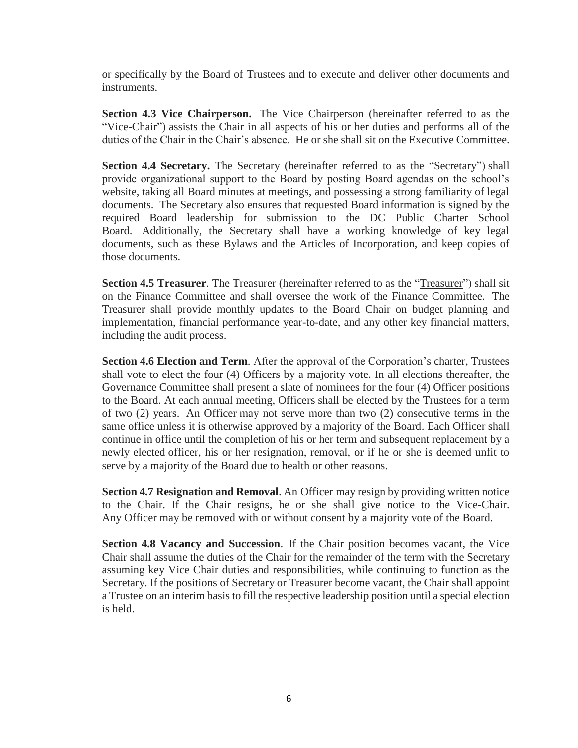or specifically by the Board of Trustees and to execute and deliver other documents and instruments.

**Section 4.3 Vice Chairperson.** The Vice Chairperson (hereinafter referred to as the "Vice-Chair") assists the Chair in all aspects of his or her duties and performs all of the duties of the Chair in the Chair's absence. He or she shall sit on the Executive Committee.

**Section 4.4 Secretary.** The Secretary (hereinafter referred to as the "Secretary") shall provide organizational support to the Board by posting Board agendas on the school's website, taking all Board minutes at meetings, and possessing a strong familiarity of legal documents. The Secretary also ensures that requested Board information is signed by the required Board leadership for submission to the DC Public Charter School Board. Additionally, the Secretary shall have a working knowledge of key legal documents, such as these Bylaws and the Articles of Incorporation, and keep copies of those documents.

**Section 4.5 Treasurer**. The Treasurer (hereinafter referred to as the "Treasurer") shall sit on the Finance Committee and shall oversee the work of the Finance Committee. The Treasurer shall provide monthly updates to the Board Chair on budget planning and implementation, financial performance year-to-date, and any other key financial matters, including the audit process.

**Section 4.6 Election and Term**. After the approval of the Corporation's charter, Trustees shall vote to elect the four (4) Officers by a majority vote. In all elections thereafter, the Governance Committee shall present a slate of nominees for the four (4) Officer positions to the Board. At each annual meeting, Officers shall be elected by the Trustees for a term of two (2) years. An Officer may not serve more than two (2) consecutive terms in the same office unless it is otherwise approved by a majority of the Board. Each Officer shall continue in office until the completion of his or her term and subsequent replacement by a newly elected officer, his or her resignation, removal, or if he or she is deemed unfit to serve by a majority of the Board due to health or other reasons.

**Section 4.7 Resignation and Removal**. An Officer may resign by providing written notice to the Chair. If the Chair resigns, he or she shall give notice to the Vice-Chair. Any Officer may be removed with or without consent by a majority vote of the Board.

**Section 4.8 Vacancy and Succession**. If the Chair position becomes vacant, the Vice Chair shall assume the duties of the Chair for the remainder of the term with the Secretary assuming key Vice Chair duties and responsibilities, while continuing to function as the Secretary. If the positions of Secretary or Treasurer become vacant, the Chair shall appoint a Trustee on an interim basis to fill the respective leadership position until a special election is held.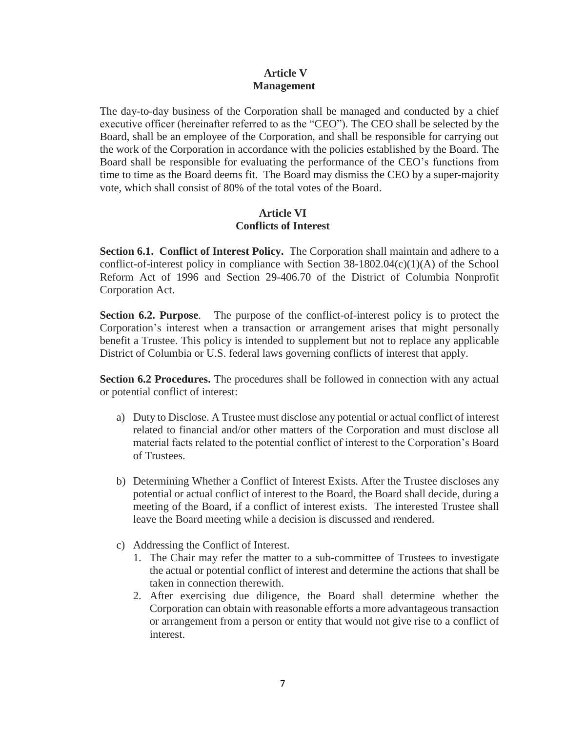## Article V
## Management

The day-to-day business of the Corporation shall be managed and conducted by a chief executive officer (hereinafter referred to as the "CEO"). The CEO shall be selected by the Board, shall be an employee of the Corporation, and shall be responsible for carrying out the work of the Corporation in accordance with the policies established by the Board. The Board shall be responsible for evaluating the performance of the CEO's functions from time to time as the Board deems fit. The Board may dismiss the CEO by a super-majority vote, which shall consist of 80% of the total votes of the Board.

## Article VI
## Conflicts of Interest

**Section 6.1. Conflict of Interest Policy.** The Corporation shall maintain and adhere to a conflict-of-interest policy in compliance with Section 38-1802.04(c)(1)(A) of the School Reform Act of 1996 and Section 29-406.70 of the District of Columbia Nonprofit Corporation Act.

**Section 6.2. Purpose**. The purpose of the conflict-of-interest policy is to protect the Corporation's interest when a transaction or arrangement arises that might personally benefit a Trustee. This policy is intended to supplement but not to replace any applicable District of Columbia or U.S. federal laws governing conflicts of interest that apply.

**Section 6.2 Procedures.** The procedures shall be followed in connection with any actual or potential conflict of interest:

a) Duty to Disclose. A Trustee must disclose any potential or actual conflict of interest related to financial and/or other matters of the Corporation and must disclose all material facts related to the potential conflict of interest to the Corporation's Board of Trustees.

b) Determining Whether a Conflict of Interest Exists. After the Trustee discloses any potential or actual conflict of interest to the Board, the Board shall decide, during a meeting of the Board, if a conflict of interest exists. The interested Trustee shall leave the Board meeting while a decision is discussed and rendered.

c) Addressing the Conflict of Interest.
   1. The Chair may refer the matter to a sub-committee of Trustees to investigate the actual or potential conflict of interest and determine the actions that shall be taken in connection therewith.
   2. After exercising due diligence, the Board shall determine whether the Corporation can obtain with reasonable efforts a more advantageous transaction or arrangement from a person or entity that would not give rise to a conflict of interest.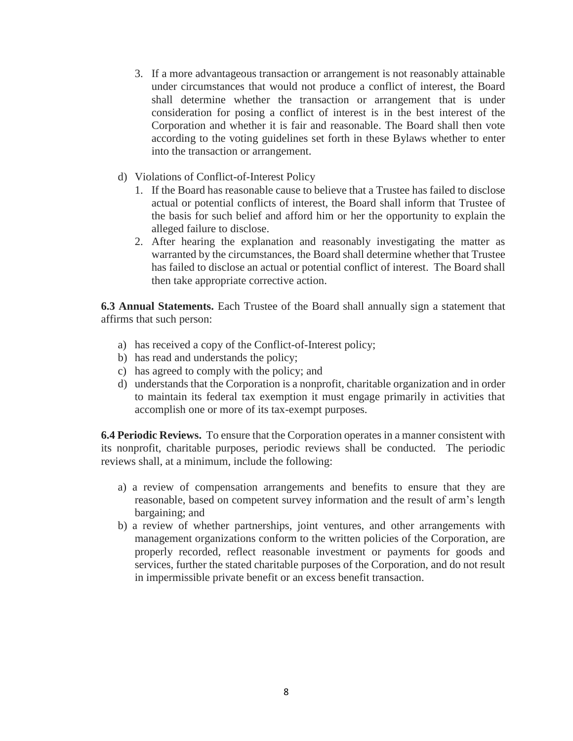3. If a more advantageous transaction or arrangement is not reasonably attainable under circumstances that would not produce a conflict of interest, the Board shall determine whether the transaction or arrangement that is under consideration for posing a conflict of interest is in the best interest of the Corporation and whether it is fair and reasonable. The Board shall then vote according to the voting guidelines set forth in these Bylaws whether to enter into the transaction or arrangement.

d) Violations of Conflict-of-Interest Policy

1. If the Board has reasonable cause to believe that a Trustee has failed to disclose actual or potential conflicts of interest, the Board shall inform that Trustee of the basis for such belief and afford him or her the opportunity to explain the alleged failure to disclose.
2. After hearing the explanation and reasonably investigating the matter as warranted by the circumstances, the Board shall determine whether that Trustee has failed to disclose an actual or potential conflict of interest. The Board shall then take appropriate corrective action.

**6.3 Annual Statements.** Each Trustee of the Board shall annually sign a statement that affirms that such person:

a) has received a copy of the Conflict-of-Interest policy;
b) has read and understands the policy;
c) has agreed to comply with the policy; and
d) understands that the Corporation is a nonprofit, charitable organization and in order to maintain its federal tax exemption it must engage primarily in activities that accomplish one or more of its tax-exempt purposes.

**6.4 Periodic Reviews.** To ensure that the Corporation operates in a manner consistent with its nonprofit, charitable purposes, periodic reviews shall be conducted. The periodic reviews shall, at a minimum, include the following:

a) a review of compensation arrangements and benefits to ensure that they are reasonable, based on competent survey information and the result of arm's length bargaining; and
b) a review of whether partnerships, joint ventures, and other arrangements with management organizations conform to the written policies of the Corporation, are properly recorded, reflect reasonable investment or payments for goods and services, further the stated charitable purposes of the Corporation, and do not result in impermissible private benefit or an excess benefit transaction.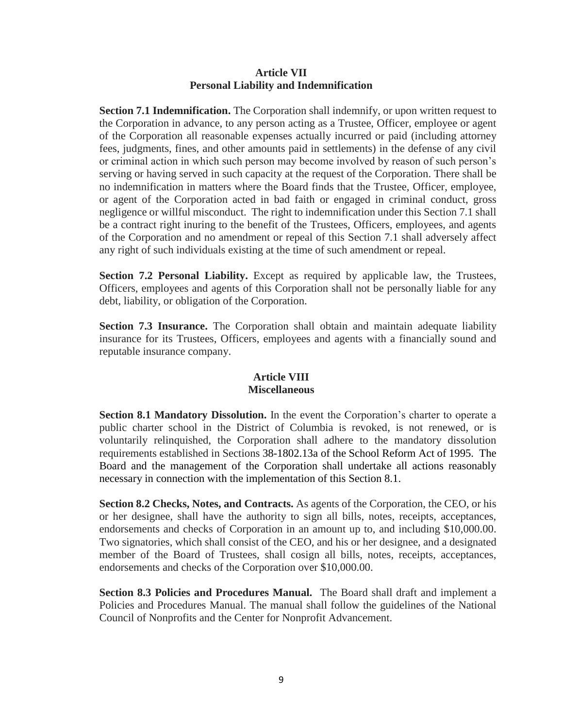## Article VII
## Personal Liability and Indemnification

**Section 7.1 Indemnification.** The Corporation shall indemnify, or upon written request to the Corporation in advance, to any person acting as a Trustee, Officer, employee or agent of the Corporation all reasonable expenses actually incurred or paid (including attorney fees, judgments, fines, and other amounts paid in settlements) in the defense of any civil or criminal action in which such person may become involved by reason of such person's serving or having served in such capacity at the request of the Corporation. There shall be no indemnification in matters where the Board finds that the Trustee, Officer, employee, or agent of the Corporation acted in bad faith or engaged in criminal conduct, gross negligence or willful misconduct. The right to indemnification under this Section 7.1 shall be a contract right inuring to the benefit of the Trustees, Officers, employees, and agents of the Corporation and no amendment or repeal of this Section 7.1 shall adversely affect any right of such individuals existing at the time of such amendment or repeal.

**Section 7.2 Personal Liability.** Except as required by applicable law, the Trustees, Officers, employees and agents of this Corporation shall not be personally liable for any debt, liability, or obligation of the Corporation.

**Section 7.3 Insurance.** The Corporation shall obtain and maintain adequate liability insurance for its Trustees, Officers, employees and agents with a financially sound and reputable insurance company.

## Article VIII
## Miscellaneous

**Section 8.1 Mandatory Dissolution.** In the event the Corporation's charter to operate a public charter school in the District of Columbia is revoked, is not renewed, or is voluntarily relinquished, the Corporation shall adhere to the mandatory dissolution requirements established in Sections 38-1802.13a of the School Reform Act of 1995. The Board and the management of the Corporation shall undertake all actions reasonably necessary in connection with the implementation of this Section 8.1.

**Section 8.2 Checks, Notes, and Contracts.** As agents of the Corporation, the CEO, or his or her designee, shall have the authority to sign all bills, notes, receipts, acceptances, endorsements and checks of Corporation in an amount up to, and including $10,000.00. Two signatories, which shall consist of the CEO, and his or her designee, and a designated member of the Board of Trustees, shall cosign all bills, notes, receipts, acceptances, endorsements and checks of the Corporation over $10,000.00.

**Section 8.3 Policies and Procedures Manual.** The Board shall draft and implement a Policies and Procedures Manual. The manual shall follow the guidelines of the National Council of Nonprofits and the Center for Nonprofit Advancement.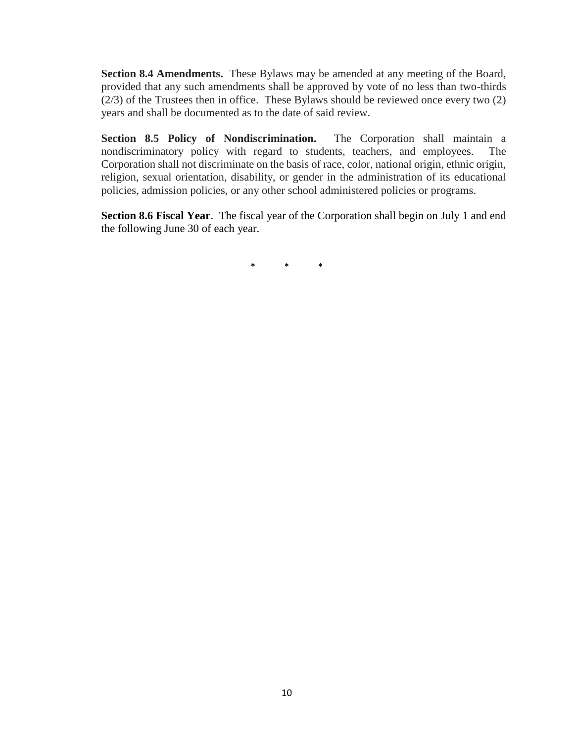**Section 8.4 Amendments.** These Bylaws may be amended at any meeting of the Board, provided that any such amendments shall be approved by vote of no less than two-thirds (2/3) of the Trustees then in office. These Bylaws should be reviewed once every two (2) years and shall be documented as to the date of said review.

**Section 8.5 Policy of Nondiscrimination.** The Corporation shall maintain a nondiscriminatory policy with regard to students, teachers, and employees. The Corporation shall not discriminate on the basis of race, color, national origin, ethnic origin, religion, sexual orientation, disability, or gender in the administration of its educational policies, admission policies, or any other school administered policies or programs.

**Section 8.6 Fiscal Year**. The fiscal year of the Corporation shall begin on July 1 and end the following June 30 of each year.

\* \* \*